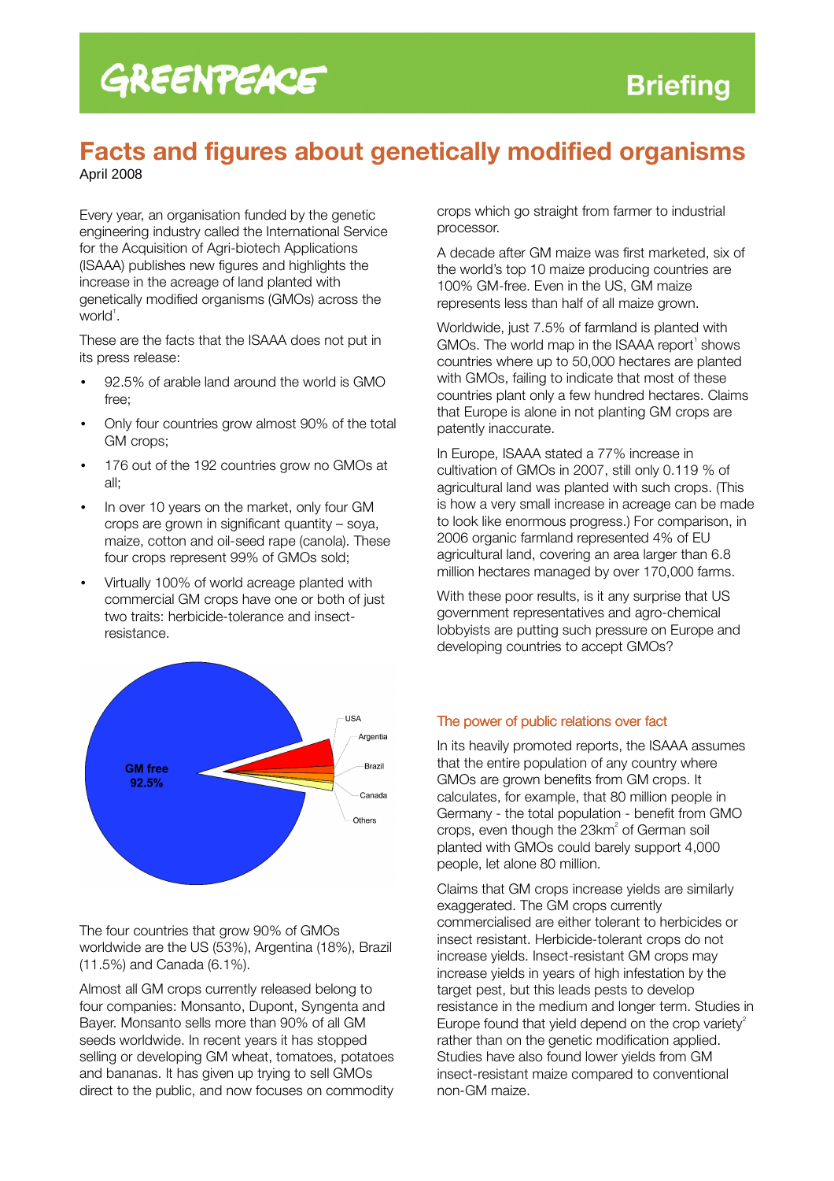# GREENPEACE

Briefing

# Facts and figures about genetically modified organisms

April 2008

Every year, an organisation funded by the genetic engineering industry called the International Service for the Acquisition of Agri-biotech Applications (ISAAA) publishes new figures and highlights the increase in the acreage of land planted with genetically modified organisms (GMOs) across the world[1].

These are the facts that the ISAAA does not put in its press release:

- 92.5% of arable land around the world is GMO free;
- Only four countries grow almost 90% of the total GM crops;
- 176 out of the 192 countries grow no GMOs at all;
- In over 10 years on the market, only four GM crops are grown in significant quantity – soya, maize, cotton and oil-seed rape (canola). These four crops represent 99% of GMOs sold;
- Virtually 100% of world acreage planted with commercial GM crops have one or both of just two traits: herbicide-tolerance and insect-resistance.

GM free 92.5%

USA

Argentina

Brazil

Canada

Others

The four countries that grow 90% of GMOs worldwide are the US (53%), Argentina (18%), Brazil (11.5%) and Canada (6.1%).

Almost all GM crops currently released belong to four companies: Monsanto, Dupont, Syngenta and Bayer. Monsanto sells more than 90% of all GM seeds worldwide. In recent years it has stopped selling or developing GM wheat, tomatoes, potatoes and bananas. It has given up trying to sell GMOs direct to the public, and now focuses on commodity crops which go straight from farmer to industrial processor.

A decade after GM maize was first marketed, six of the world's top 10 maize producing countries are 100% GM-free. Even in the US, GM maize represents less than half of all maize grown.

Worldwide, just 7.5% of farmland is planted with GMOs. The world map in the ISAAA report[1] shows countries where up to 50,000 hectares are planted with GMOs, failing to indicate that most of these countries plant only a few hundred hectares. Claims that Europe is alone in not planting GM crops are patently inaccurate.

In Europe, ISAAA stated a 77% increase in cultivation of GMOs in 2007, still only 0.119 % of agricultural land was planted with such crops. (This is how a very small increase in acreage can be made to look like enormous progress.) For comparison, in 2006 organic farmland represented 4% of EU agricultural land, covering an area larger than 6.8 million hectares managed by over 170,000 farms.

With these poor results, is it any surprise that US government representatives and agro-chemical lobbyists are putting such pressure on Europe and developing countries to accept GMOs?

### The power of public relations over fact

In its heavily promoted reports, the ISAAA assumes that the entire population of any country where GMOs are grown benefits from GM crops. It calculates, for example, that 80 million people in Germany - the total population - benefit from GMO crops, even though the 23km$^2$ of German soil planted with GMOs could barely support 4,000 people, let alone 80 million.

Claims that GM crops increase yields are similarly exaggerated. The GM crops currently commercialised are either tolerant to herbicides or insect resistant. Herbicide-tolerant crops do not increase yields. Insect-resistant GM crops may increase yields in years of high infestation by the target pest, but this leads pests to develop resistance in the medium and longer term. Studies in Europe found that yield depend on the crop variety[2] rather than on the genetic modification applied. Studies have also found lower yields from GM insect-resistant maize compared to conventional non-GM maize.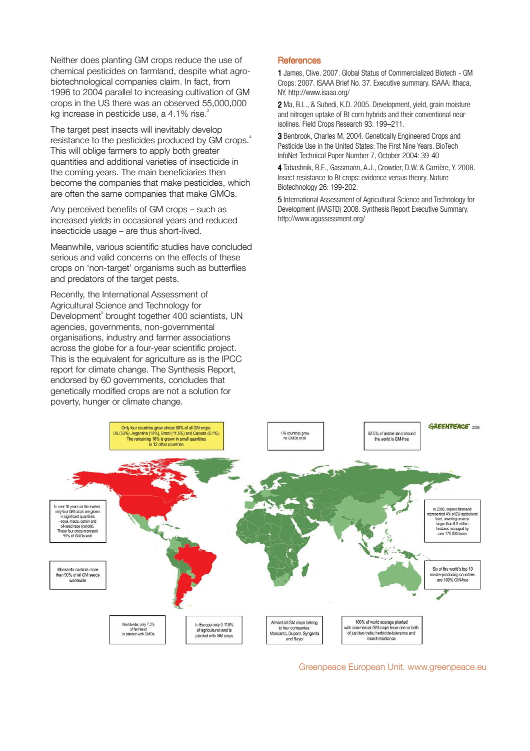Neither does planting GM crops reduce the use of chemical pesticides on farmland, despite what agro-biotechnological companies claim. In fact, from 1996 to 2004 parallel to increasing cultivation of GM crops in the US there was an observed 55,000,000 kg increase in pesticide use, a 4.1% rise.[3]

The target pest insects will inevitably develop resistance to the pesticides produced by GM crops.[4] This will oblige farmers to apply both greater quantities and additional varieties of insecticide in the coming years. The main beneficiaries then become the companies that make pesticides, which are often the same companies that make GMOs.

Any perceived benefits of GM crops – such as increased yields in occasional years and reduced insecticide usage – are thus short-lived.

Meanwhile, various scientific studies have concluded serious and valid concerns on the effects of these crops on 'non-target' organisms such as butterflies and predators of the target pests.

Recently, the International Assessment of Agricultural Science and Technology for Development[5] brought together 400 scientists, UN agencies, governments, non-governmental organisations, industry and farmer associations across the globe for a four-year scientific project. This is the equivalent for agriculture as is the IPCC report for climate change. The Synthesis Report, endorsed by 60 governments, concludes that genetically modified crops are not a solution for poverty, hunger or climate change.

## References

**1** James, Clive. 2007. Global Status of Commercialized Biotech - GM Crops: 2007. ISAAA Brief No. 37. Executive summary. ISAAA: Ithaca, NY. http://www.isaaa.org/

**2** Ma, B.L., & Subedi, K.D. 2005. Development, yield, grain moisture and nitrogen uptake of Bt corn hybrids and their conventional near-isolines. Field Crops Research 93: 199–211.

**3** Benbrook, Charles M. 2004. Genetically Engineered Crops and Pesticide Use in the United States: The First Nine Years. BioTech InfoNet Technical Paper Number 7, October 2004: 39-40

**4** Tabashnik, B.E., Gassmann, A.J., Crowder, D.W. & Carrière, Y. 2008. Insect resistance to Bt crops: evidence versus theory. Nature Biotechnology 26: 199-202.

**5** International Assessment of Agricultural Science and Technology for Development (IAASTD) 2008. Synthesis Report Executive Summary. http://www.agassessment.org/

Only four countries grow almost 90% of all GM crops: US (53%), Argentina (18%), Brazil (11.5%) and Canada (6.1%). The remaining 10% is grown in small quantities in 12 other countries

176 countries grow no GMOs at all

92.5% of arable land around the world is GM-free

GREENPEACE 2008

In over 10 years on the market, only four GM crops are grown in significant quantities - soya, maize, cotton and oil-seed rape (canola). These four crops represent 99% of GMOs sold

In 2006, organic farmland represented 4% of EU agricultural land, covering an area larger than 6.8 million hectares managed by over 170 000 farms

Monsanto controls more than 90% of all GM seeds worldwide

Six of the world's top 10 maize-producing countries are 100% GM-free

Worldwide, only 7.5% of farmland is planted with GMOs

In Europe only 0.119% of agricultural land is planted with GM crops

Almost all GM crops belong to four companies: Monsanto, Dupont, Syngenta and Bayer

100% of world acreage planted with commercial GM crops have one or both of just two traits: herbicide-tolerance and insect-resistance

Greenpeace European Unit. www.greenpeace.eu